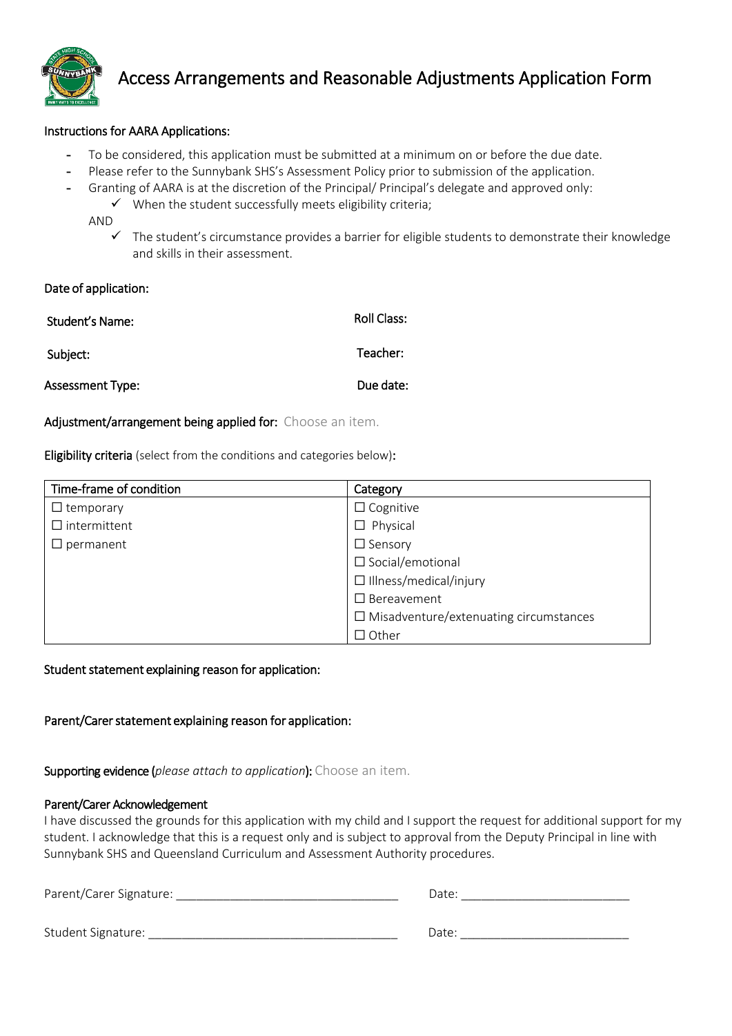# Access Arrangements and Reasonable Adjustments Application Form

**Instructions for AARA Applications:**

- To be considered, this application must be submitted at a minimum on or before the due date.
- Please refer to the Sunnybank SHS's Assessment Policy prior to submission of the application.
- Granting of AARA is at the discretion of the Principal/ Principal's delegate and approved only:
  - ✓ When the student successfully meets eligibility criteria;

  AND

  - ✓ The student's circumstance provides a barrier for eligible students to demonstrate their knowledge and skills in their assessment.

**Date of application:**

**Student's Name:** **Roll Class:**

**Subject:** **Teacher:**

**Assessment Type:** **Due date:**

**Adjustment/arrangement being applied for:** Choose an item.

**Eligibility criteria** (select from the conditions and categories below)**:**

| Time-frame of condition | Category |
|---|---|
| ☐ temporary | ☐ Cognitive |
| ☐ intermittent | ☐ Physical |
| ☐ permanent | ☐ Sensory |
| | ☐ Social/emotional |
| | ☐ Illness/medical/injury |
| | ☐ Bereavement |
| | ☐ Misadventure/extenuating circumstances |
| | ☐ Other |

**Student statement explaining reason for application:**

**Parent/Carer statement explaining reason for application:**

**Supporting evidence (*please attach to application*):** Choose an item.

**Parent/Carer Acknowledgement**

I have discussed the grounds for this application with my child and I support the request for additional support for my student. I acknowledge that this is a request only and is subject to approval from the Deputy Principal in line with Sunnybank SHS and Queensland Curriculum and Assessment Authority procedures.

Parent/Carer Signature: _________________________________ Date: _________________________

Student Signature: _____________________________________ Date: _________________________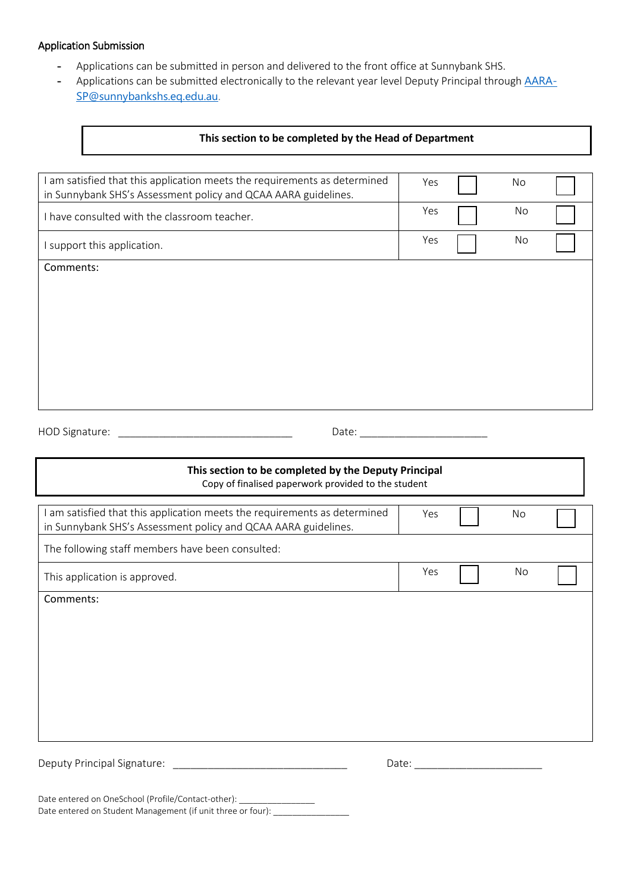Application Submission

- Applications can be submitted in person and delivered to the front office at Sunnybank SHS.
- Applications can be submitted electronically to the relevant year level Deputy Principal through AARA-SP@sunnybankshs.eq.edu.au.

**This section to be completed by the Head of Department**

| | | | | |
|---|---|---|---|---|
| I am satisfied that this application meets the requirements as determined in Sunnybank SHS's Assessment policy and QCAA AARA guidelines. | Yes | ☐ | No | ☐ |
| I have consulted with the classroom teacher. | Yes | ☐ | No | ☐ |
| I support this application. | Yes | ☐ | No | ☐ |
| Comments: | | | | |

HOD Signature: ______________________________ Date: ______________________

**This section to be completed by the Deputy Principal**
Copy of finalised paperwork provided to the student

| | | | | |
|---|---|---|---|---|
| I am satisfied that this application meets the requirements as determined in Sunnybank SHS's Assessment policy and QCAA AARA guidelines. | Yes | ☐ | No | ☐ |
| The following staff members have been consulted: | | | | |
| This application is approved. | Yes | ☐ | No | ☐ |
| Comments: | | | | |

Deputy Principal Signature: ______________________________ Date: ______________________

Date entered on OneSchool (Profile/Contact-other): ________________
Date entered on Student Management (if unit three or four): ________________